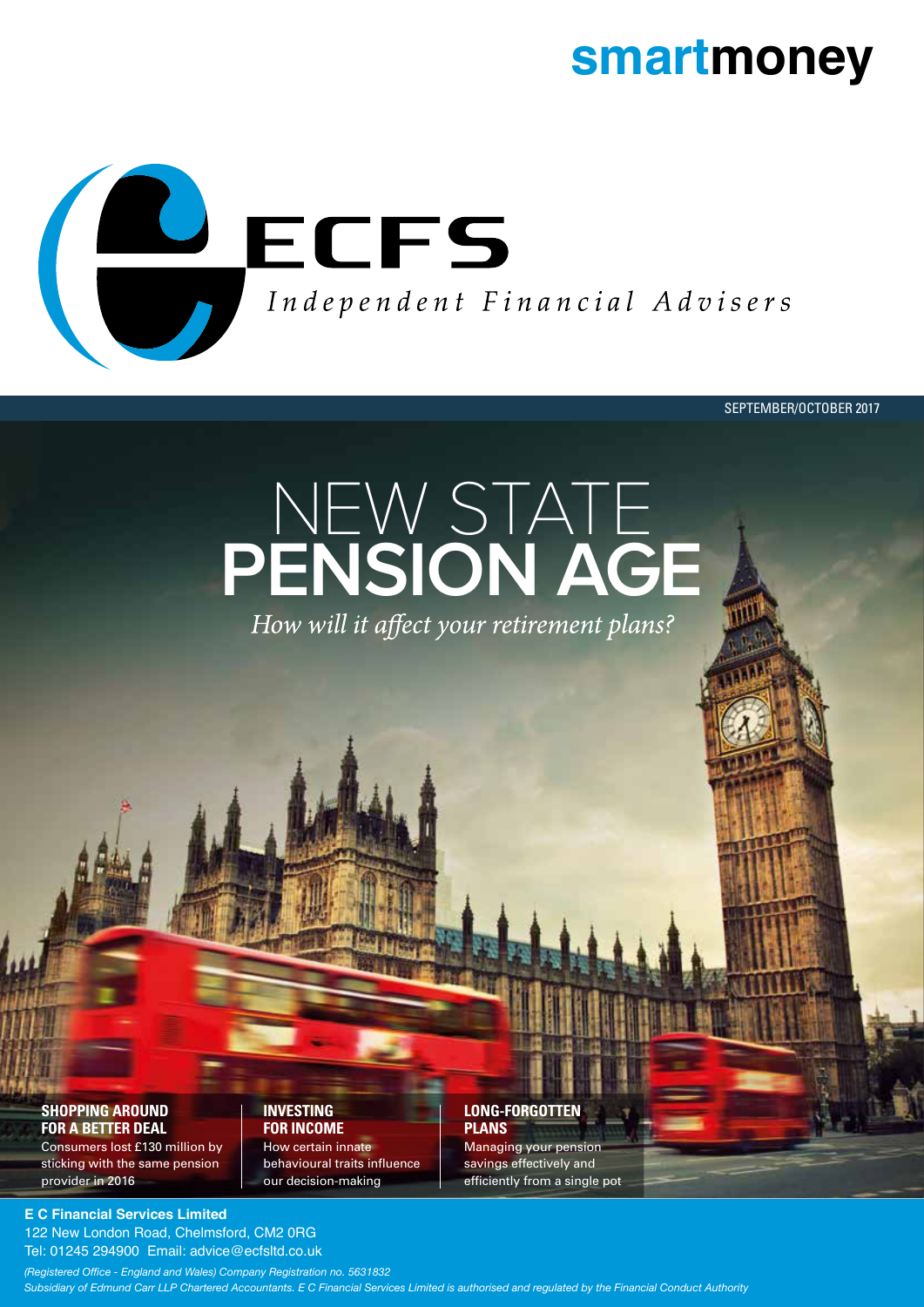# smartmoney

**ECFS**

*Independent Financial Advisers*

SEPTEMBER/OCTOBER 2017

# NEW STATE **PENSION AGE**

*How will it affect your retirement plans?*

**SHOPPING AROUND FOR A BETTER DEAL**
Consumers lost £130 million by sticking with the same pension provider in 2016

**INVESTING FOR INCOME**
How certain innate behavioural traits influence our decision-making

**LONG-FORGOTTEN PLANS**
Managing your pension savings effectively and efficiently from a single pot

**E C Financial Services Limited**
122 New London Road, Chelmsford, CM2 0RG
Tel: 01245 294900 Email: advice@ecfsltd.co.uk

*(Registered Office - England and Wales) Company Registration no. 5631832*
*Subsidiary of Edmund Carr LLP Chartered Accountants. E C Financial Services Limited is authorised and regulated by the Financial Conduct Authority*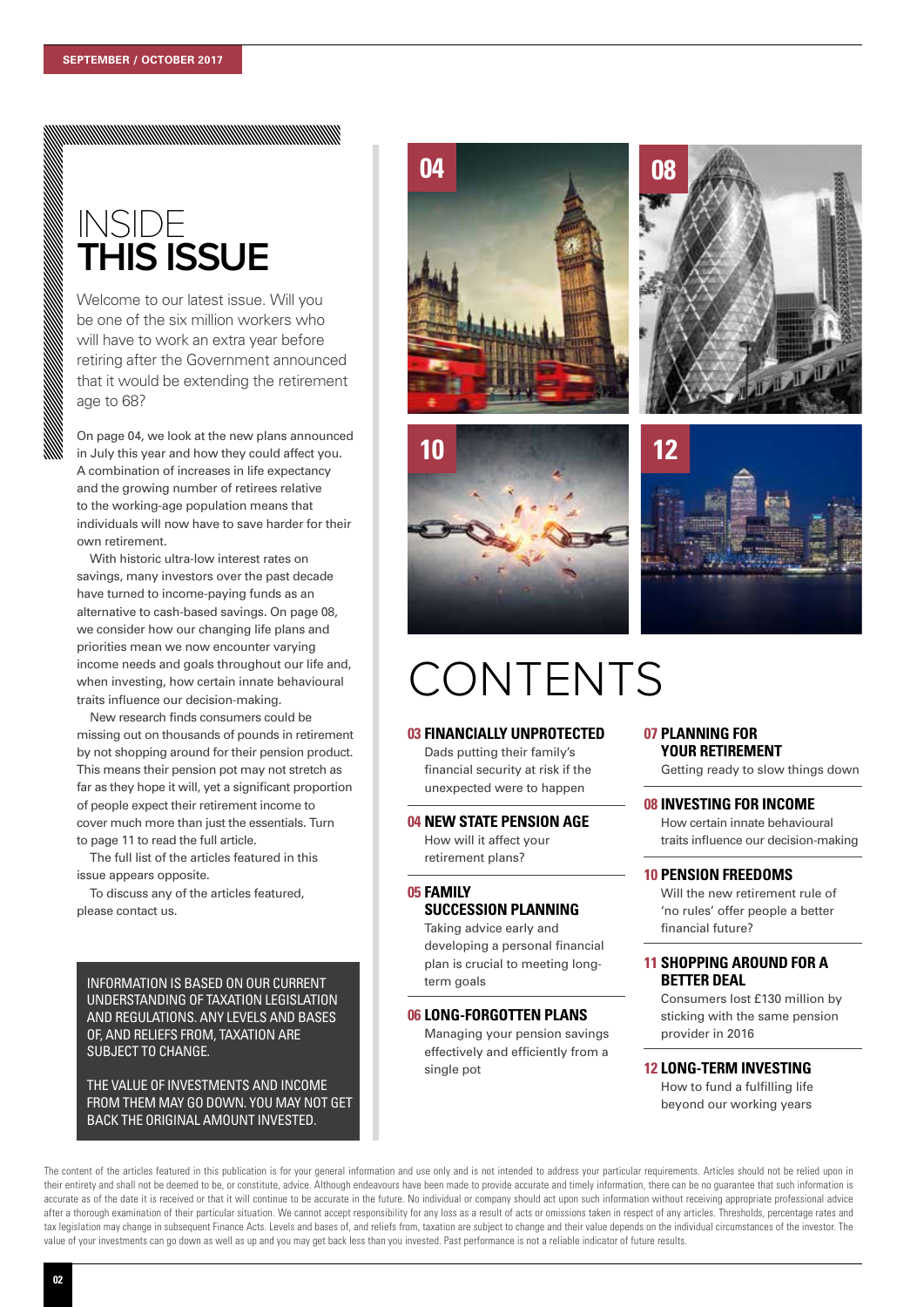# INSIDE THIS ISSUE

Welcome to our latest issue. Will you be one of the six million workers who will have to work an extra year before retiring after the Government announced that it would be extending the retirement age to 68?

On page 04, we look at the new plans announced in July this year and how they could affect you. A combination of increases in life expectancy and the growing number of retirees relative to the working-age population means that individuals will now have to save harder for their own retirement.

With historic ultra-low interest rates on savings, many investors over the past decade have turned to income-paying funds as an alternative to cash-based savings. On page 08, we consider how our changing life plans and priorities mean we now encounter varying income needs and goals throughout our life and, when investing, how certain innate behavioural traits influence our decision-making.

New research finds consumers could be missing out on thousands of pounds in retirement by not shopping around for their pension product. This means their pension pot may not stretch as far as they hope it will, yet a significant proportion of people expect their retirement income to cover much more than just the essentials. Turn to page 11 to read the full article.

The full list of the articles featured in this issue appears opposite.

To discuss any of the articles featured, please contact us.

INFORMATION IS BASED ON OUR CURRENT UNDERSTANDING OF TAXATION LEGISLATION AND REGULATIONS. ANY LEVELS AND BASES OF, AND RELIEFS FROM, TAXATION ARE SUBJECT TO CHANGE.

THE VALUE OF INVESTMENTS AND INCOME FROM THEM MAY GO DOWN. YOU MAY NOT GET BACK THE ORIGINAL AMOUNT INVESTED.

# CONTENTS

**03 FINANCIALLY UNPROTECTED**
Dads putting their family's financial security at risk if the unexpected were to happen

**04 NEW STATE PENSION AGE**
How will it affect your retirement plans?

**05 FAMILY SUCCESSION PLANNING**
Taking advice early and developing a personal financial plan is crucial to meeting long-term goals

**06 LONG-FORGOTTEN PLANS**
Managing your pension savings effectively and efficiently from a single pot

**07 PLANNING FOR YOUR RETIREMENT**
Getting ready to slow things down

**08 INVESTING FOR INCOME**
How certain innate behavioural traits influence our decision-making

**10 PENSION FREEDOMS**
Will the new retirement rule of 'no rules' offer people a better financial future?

**11 SHOPPING AROUND FOR A BETTER DEAL**
Consumers lost £130 million by sticking with the same pension provider in 2016

**12 LONG-TERM INVESTING**
How to fund a fulfilling life beyond our working years

The content of the articles featured in this publication is for your general information and use only and is not intended to address your particular requirements. Articles should not be relied upon in their entirety and shall not be deemed to be, or constitute, advice. Although endeavours have been made to provide accurate and timely information, there can be no guarantee that such information is accurate as of the date it is received or that it will continue to be accurate in the future. No individual or company should act upon such information without receiving appropriate professional advice after a thorough examination of their particular situation. We cannot accept responsibility for any loss as a result of acts or omissions taken in respect of any articles. Thresholds, percentage rates and tax legislation may change in subsequent Finance Acts. Levels and bases of, and reliefs from, taxation are subject to change and their value depends on the individual circumstances of the investor. The value of your investments can go down as well as up and you may get back less than you invested. Past performance is not a reliable indicator of future results.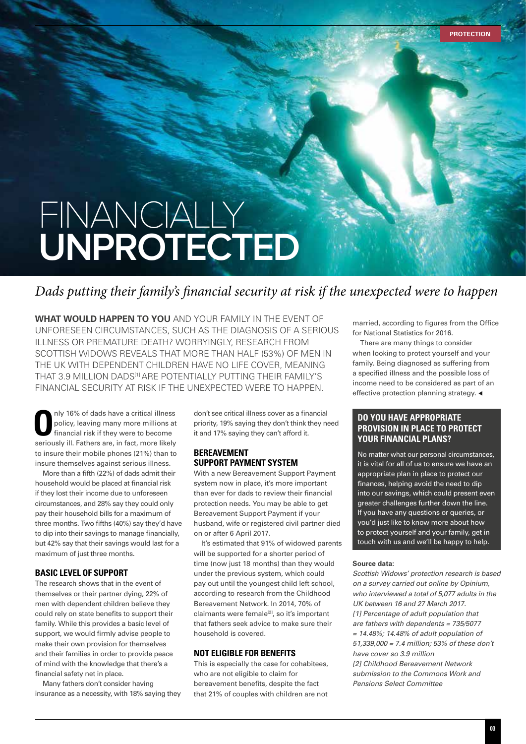# FINANCIALLY **UNPROTECTED**

*Dads putting their family's financial security at risk if the unexpected were to happen*

**WHAT WOULD HAPPEN TO YOU** AND YOUR FAMILY IN THE EVENT OF UNFORESEEN CIRCUMSTANCES, SUCH AS THE DIAGNOSIS OF A SERIOUS ILLNESS OR PREMATURE DEATH? WORRYINGLY, RESEARCH FROM SCOTTISH WIDOWS REVEALS THAT MORE THAN HALF (53%) OF MEN IN THE UK WITH DEPENDENT CHILDREN HAVE NO LIFE COVER, MEANING THAT 3.9 MILLION DADS[1] ARE POTENTIALLY PUTTING THEIR FAMILY'S FINANCIAL SECURITY AT RISK IF THE UNEXPECTED WERE TO HAPPEN.

Only 16% of dads have a critical illness policy, leaving many more millions at financial risk if they were to become seriously ill. Fathers are, in fact, more likely to insure their mobile phones (21%) than to insure themselves against serious illness.

More than a fifth (22%) of dads admit their household would be placed at financial risk if they lost their income due to unforeseen circumstances, and 28% say they could only pay their household bills for a maximum of three months. Two fifths (40%) say they'd have to dip into their savings to manage financially, but 42% say that their savings would last for a maximum of just three months.

### BASIC LEVEL OF SUPPORT

The research shows that in the event of themselves or their partner dying, 22% of men with dependent children believe they could rely on state benefits to support their family. While this provides a basic level of support, we would firmly advise people to make their own provision for themselves and their families in order to provide peace of mind with the knowledge that there's a financial safety net in place.

Many fathers don't consider having insurance as a necessity, with 18% saying they don't see critical illness cover as a financial priority, 19% saying they don't think they need it and 17% saying they can't afford it.

### BEREAVEMENT SUPPORT PAYMENT SYSTEM

With a new Bereavement Support Payment system now in place, it's more important than ever for dads to review their financial protection needs. You may be able to get Bereavement Support Payment if your husband, wife or registered civil partner died on or after 6 April 2017.

It's estimated that 91% of widowed parents will be supported for a shorter period of time (now just 18 months) than they would under the previous system, which could pay out until the youngest child left school, according to research from the Childhood Bereavement Network. In 2014, 70% of claimants were female[2], so it's important that fathers seek advice to make sure their household is covered.

### NOT ELIGIBLE FOR BENEFITS

This is especially the case for cohabitees, who are not eligible to claim for bereavement benefits, despite the fact that 21% of couples with children are not married, according to figures from the Office for National Statistics for 2016.

There are many things to consider when looking to protect yourself and your family. Being diagnosed as suffering from a specified illness and the possible loss of income need to be considered as part of an effective protection planning strategy. ◄

### DO YOU HAVE APPROPRIATE PROVISION IN PLACE TO PROTECT YOUR FINANCIAL PLANS?

No matter what our personal circumstances, it is vital for all of us to ensure we have an appropriate plan in place to protect our finances, helping avoid the need to dip into our savings, which could present even greater challenges further down the line. If you have any questions or queries, or you'd just like to know more about how to protect yourself and your family, get in touch with us and we'll be happy to help.

**Source data:**

*Scottish Widows' protection research is based on a survey carried out online by Opinium, who interviewed a total of 5,077 adults in the UK between 16 and 27 March 2017.*

*[1] Percentage of adult population that are fathers with dependents = 735/5077 = 14.48%; 14.48% of adult population of 51,339,000 = 7.4 million; 53% of these don't have cover so 3.9 million*

*[2] Childhood Bereavement Network submission to the Commons Work and Pensions Select Committee*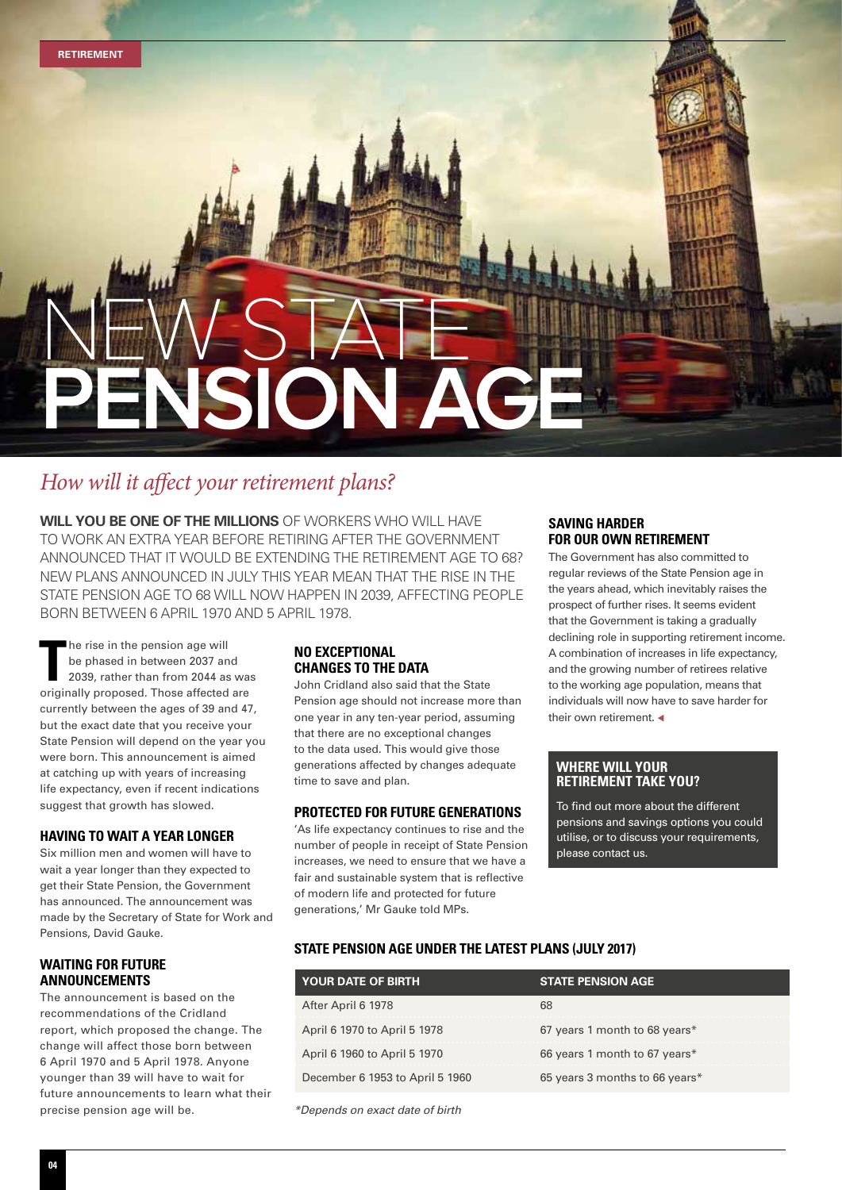RETIREMENT

# NEW STATE PENSION AGE

*How will it affect your retirement plans?*

**WILL YOU BE ONE OF THE MILLIONS** OF WORKERS WHO WILL HAVE TO WORK AN EXTRA YEAR BEFORE RETIRING AFTER THE GOVERNMENT ANNOUNCED THAT IT WOULD BE EXTENDING THE RETIREMENT AGE TO 68? NEW PLANS ANNOUNCED IN JULY THIS YEAR MEAN THAT THE RISE IN THE STATE PENSION AGE TO 68 WILL NOW HAPPEN IN 2039, AFFECTING PEOPLE BORN BETWEEN 6 APRIL 1970 AND 5 APRIL 1978.

The rise in the pension age will be phased in between 2037 and 2039, rather than from 2044 as was originally proposed. Those affected are currently between the ages of 39 and 47, but the exact date that you receive your State Pension will depend on the year you were born. This announcement is aimed at catching up with years of increasing life expectancy, even if recent indications suggest that growth has slowed.

## HAVING TO WAIT A YEAR LONGER

Six million men and women will have to wait a year longer than they expected to get their State Pension, the Government has announced. The announcement was made by the Secretary of State for Work and Pensions, David Gauke.

## WAITING FOR FUTURE ANNOUNCEMENTS

The announcement is based on the recommendations of the Cridland report, which proposed the change. The change will affect those born between 6 April 1970 and 5 April 1978. Anyone younger than 39 will have to wait for future announcements to learn what their precise pension age will be.

## NO EXCEPTIONAL CHANGES TO THE DATA

John Cridland also said that the State Pension age should not increase more than one year in any ten-year period, assuming that there are no exceptional changes to the data used. This would give those generations affected by changes adequate time to save and plan.

## PROTECTED FOR FUTURE GENERATIONS

'As life expectancy continues to rise and the number of people in receipt of State Pension increases, we need to ensure that we have a fair and sustainable system that is reflective of modern life and protected for future generations,' Mr Gauke told MPs.

## SAVING HARDER FOR OUR OWN RETIREMENT

The Government has also committed to regular reviews of the State Pension age in the years ahead, which inevitably raises the prospect of further rises. It seems evident that the Government is taking a gradually declining role in supporting retirement income. A combination of increases in life expectancy, and the growing number of retirees relative to the working age population, means that individuals will now have to save harder for their own retirement.

## WHERE WILL YOUR RETIREMENT TAKE YOU?

To find out more about the different pensions and savings options you could utilise, or to discuss your requirements, please contact us.

## STATE PENSION AGE UNDER THE LATEST PLANS (JULY 2017)

| YOUR DATE OF BIRTH | STATE PENSION AGE |
|---|---|
| After April 6 1978 | 68 |
| April 6 1970 to April 5 1978 | 67 years 1 month to 68 years* |
| April 6 1960 to April 5 1970 | 66 years 1 month to 67 years* |
| December 6 1953 to April 5 1960 | 65 years 3 months to 66 years* |

*Depends on exact date of birth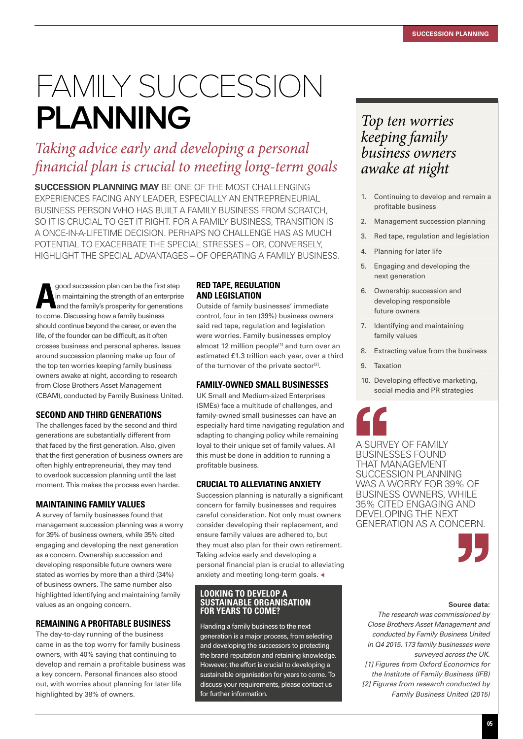# FAMILY SUCCESSION PLANNING

*Taking advice early and developing a personal financial plan is crucial to meeting long-term goals*

**SUCCESSION PLANNING MAY** BE ONE OF THE MOST CHALLENGING EXPERIENCES FACING ANY LEADER, ESPECIALLY AN ENTREPRENEURIAL BUSINESS PERSON WHO HAS BUILT A FAMILY BUSINESS FROM SCRATCH, SO IT IS CRUCIAL TO GET IT RIGHT. FOR A FAMILY BUSINESS, TRANSITION IS A ONCE-IN-A-LIFETIME DECISION. PERHAPS NO CHALLENGE HAS AS MUCH POTENTIAL TO EXACERBATE THE SPECIAL STRESSES – OR, CONVERSELY, HIGHLIGHT THE SPECIAL ADVANTAGES – OF OPERATING A FAMILY BUSINESS.

A good succession plan can be the first step in maintaining the strength of an enterprise and the family's prosperity for generations to come. Discussing how a family business should continue beyond the career, or even the life, of the founder can be difficult, as it often crosses business and personal spheres. Issues around succession planning make up four of the top ten worries keeping family business owners awake at night, according to research from Close Brothers Asset Management (CBAM), conducted by Family Business United.

## SECOND AND THIRD GENERATIONS

The challenges faced by the second and third generations are substantially different from that faced by the first generation. Also, given that the first generation of business owners are often highly entrepreneurial, they may tend to overlook succession planning until the last moment. This makes the process even harder.

## MAINTAINING FAMILY VALUES

A survey of family businesses found that management succession planning was a worry for 39% of business owners, while 35% cited engaging and developing the next generation as a concern. Ownership succession and developing responsible future owners were stated as worries by more than a third (34%) of business owners. The same number also highlighted identifying and maintaining family values as an ongoing concern.

## REMAINING A PROFITABLE BUSINESS

The day-to-day running of the business came in as the top worry for family business owners, with 40% saying that continuing to develop and remain a profitable business was a key concern. Personal finances also stood out, with worries about planning for later life highlighted by 38% of owners.

## RED TAPE, REGULATION AND LEGISLATION

Outside of family businesses' immediate control, four in ten (39%) business owners said red tape, regulation and legislation were worries. Family businesses employ almost 12 million people[1] and turn over an estimated £1.3 trillion each year, over a third of the turnover of the private sector[2].

## FAMILY-OWNED SMALL BUSINESSES

UK Small and Medium-sized Enterprises (SMEs) face a multitude of challenges, and family-owned small businesses can have an especially hard time navigating regulation and adapting to changing policy while remaining loyal to their unique set of family values. All this must be done in addition to running a profitable business.

## CRUCIAL TO ALLEVIATING ANXIETY

Succession planning is naturally a significant concern for family businesses and requires careful consideration. Not only must owners consider developing their replacement, and ensure family values are adhered to, but they must also plan for their own retirement. Taking advice early and developing a personal financial plan is crucial to alleviating anxiety and meeting long-term goals.

### LOOKING TO DEVELOP A SUSTAINABLE ORGANISATION FOR YEARS TO COME?

Handing a family business to the next generation is a major process, from selecting and developing the successors to protecting the brand reputation and retaining knowledge. However, the effort is crucial to developing a sustainable organisation for years to come. To discuss your requirements, please contact us for further information.

### *Top ten worries keeping family business owners awake at night*

1. Continuing to develop and remain a profitable business
2. Management succession planning
3. Red tape, regulation and legislation
4. Planning for later life
5. Engaging and developing the next generation
6. Ownership succession and developing responsible future owners
7. Identifying and maintaining family values
8. Extracting value from the business
9. Taxation
10. Developing effective marketing, social media and PR strategies

> A SURVEY OF FAMILY BUSINESSES FOUND THAT MANAGEMENT SUCCESSION PLANNING WAS A WORRY FOR 39% OF BUSINESS OWNERS, WHILE 35% CITED ENGAGING AND DEVELOPING THE NEXT GENERATION AS A CONCERN.

**Source data:**

*The research was commissioned by Close Brothers Asset Management and conducted by Family Business United in Q4 2015. 173 family businesses were surveyed across the UK.*

*[1] Figures from Oxford Economics for the Institute of Family Business (IFB)*

*[2] Figures from research conducted by Family Business United (2015)*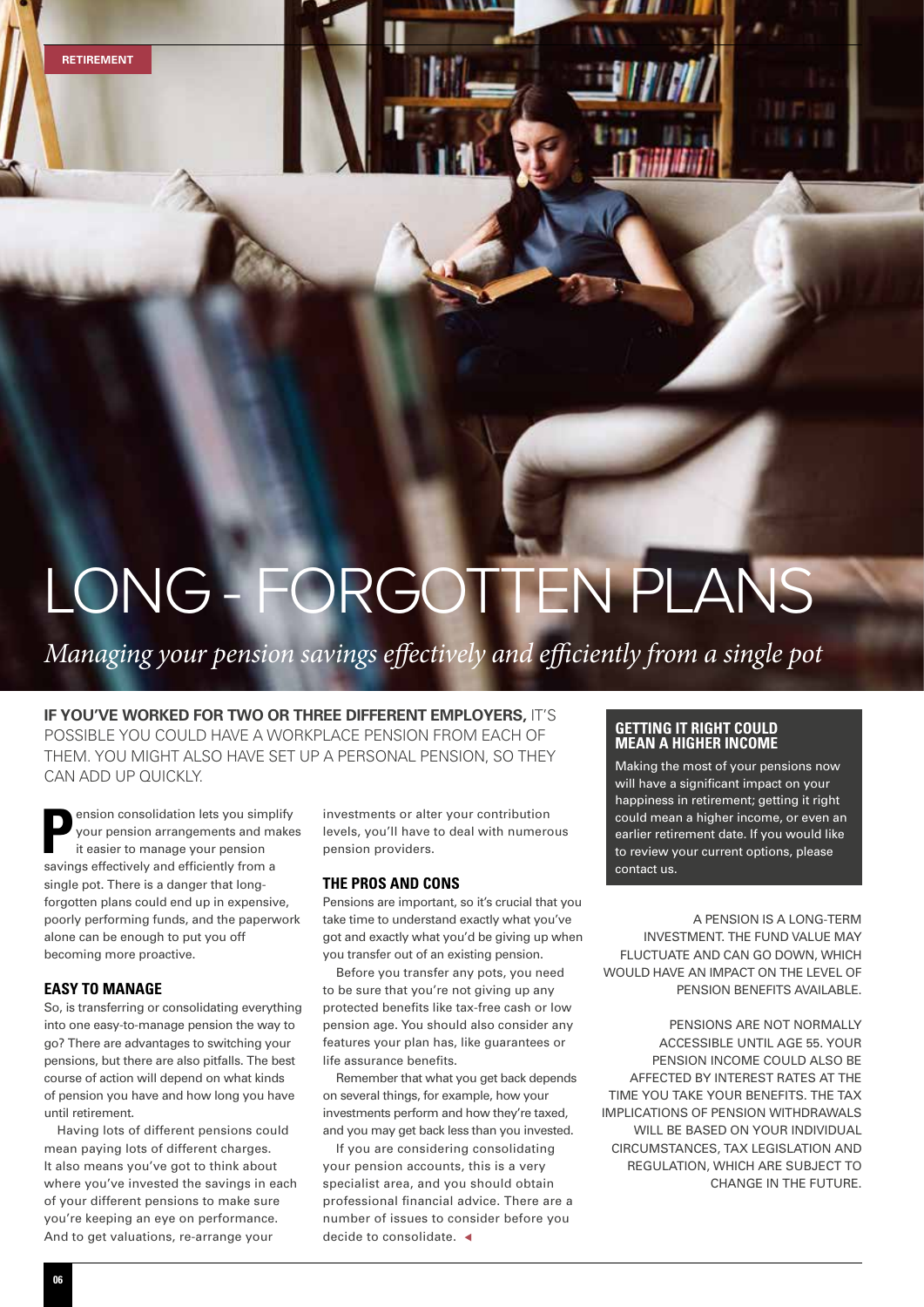# LONG - FORGOTTEN PLANS

*Managing your pension savings effectively and efficiently from a single pot*

**IF YOU'VE WORKED FOR TWO OR THREE DIFFERENT EMPLOYERS,** IT'S POSSIBLE YOU COULD HAVE A WORKPLACE PENSION FROM EACH OF THEM. YOU MIGHT ALSO HAVE SET UP A PERSONAL PENSION, SO THEY CAN ADD UP QUICKLY.

Pension consolidation lets you simplify your pension arrangements and makes it easier to manage your pension savings effectively and efficiently from a single pot. There is a danger that long-forgotten plans could end up in expensive, poorly performing funds, and the paperwork alone can be enough to put you off becoming more proactive.

### EASY TO MANAGE

So, is transferring or consolidating everything into one easy-to-manage pension the way to go? There are advantages to switching your pensions, but there are also pitfalls. The best course of action will depend on what kinds of pension you have and how long you have until retirement.

Having lots of different pensions could mean paying lots of different charges. It also means you've got to think about where you've invested the savings in each of your different pensions to make sure you're keeping an eye on performance. And to get valuations, re-arrange your investments or alter your contribution levels, you'll have to deal with numerous pension providers.

### THE PROS AND CONS

Pensions are important, so it's crucial that you take time to understand exactly what you've got and exactly what you'd be giving up when you transfer out of an existing pension.

Before you transfer any pots, you need to be sure that you're not giving up any protected benefits like tax-free cash or low pension age. You should also consider any features your plan has, like guarantees or life assurance benefits.

Remember that what you get back depends on several things, for example, how your investments perform and how they're taxed, and you may get back less than you invested.

If you are considering consolidating your pension accounts, this is a very specialist area, and you should obtain professional financial advice. There are a number of issues to consider before you decide to consolidate.

### GETTING IT RIGHT COULD MEAN A HIGHER INCOME

Making the most of your pensions now will have a significant impact on your happiness in retirement; getting it right could mean a higher income, or even an earlier retirement date. If you would like to review your current options, please contact us.

A PENSION IS A LONG-TERM INVESTMENT. THE FUND VALUE MAY FLUCTUATE AND CAN GO DOWN, WHICH WOULD HAVE AN IMPACT ON THE LEVEL OF PENSION BENEFITS AVAILABLE.

PENSIONS ARE NOT NORMALLY ACCESSIBLE UNTIL AGE 55. YOUR PENSION INCOME COULD ALSO BE AFFECTED BY INTEREST RATES AT THE TIME YOU TAKE YOUR BENEFITS. THE TAX IMPLICATIONS OF PENSION WITHDRAWALS WILL BE BASED ON YOUR INDIVIDUAL CIRCUMSTANCES, TAX LEGISLATION AND REGULATION, WHICH ARE SUBJECT TO CHANGE IN THE FUTURE.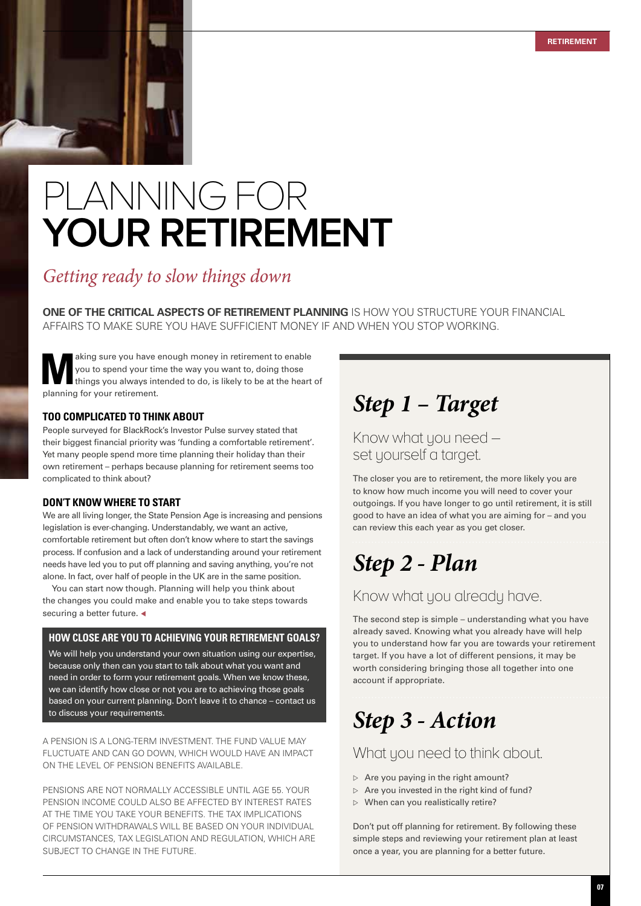# PLANNING FOR YOUR RETIREMENT

*Getting ready to slow things down*

**ONE OF THE CRITICAL ASPECTS OF RETIREMENT PLANNING** IS HOW YOU STRUCTURE YOUR FINANCIAL AFFAIRS TO MAKE SURE YOU HAVE SUFFICIENT MONEY IF AND WHEN YOU STOP WORKING.

Making sure you have enough money in retirement to enable you to spend your time the way you want to, doing those things you always intended to do, is likely to be at the heart of planning for your retirement.

### TOO COMPLICATED TO THINK ABOUT

People surveyed for BlackRock's Investor Pulse survey stated that their biggest financial priority was 'funding a comfortable retirement'. Yet many people spend more time planning their holiday than their own retirement – perhaps because planning for retirement seems too complicated to think about?

### DON'T KNOW WHERE TO START

We are all living longer, the State Pension Age is increasing and pensions legislation is ever-changing. Understandably, we want an active, comfortable retirement but often don't know where to start the savings process. If confusion and a lack of understanding around your retirement needs have led you to put off planning and saving anything, you're not alone. In fact, over half of people in the UK are in the same position.

You can start now though. Planning will help you think about the changes you could make and enable you to take steps towards securing a better future. ◂

### HOW CLOSE ARE YOU TO ACHIEVING YOUR RETIREMENT GOALS?

We will help you understand your own situation using our expertise, because only then can you start to talk about what you want and need in order to form your retirement goals. When we know these, we can identify how close or not you are to achieving those goals based on your current planning. Don't leave it to chance – contact us to discuss your requirements.

A PENSION IS A LONG-TERM INVESTMENT. THE FUND VALUE MAY FLUCTUATE AND CAN GO DOWN, WHICH WOULD HAVE AN IMPACT ON THE LEVEL OF PENSION BENEFITS AVAILABLE.

PENSIONS ARE NOT NORMALLY ACCESSIBLE UNTIL AGE 55. YOUR PENSION INCOME COULD ALSO BE AFFECTED BY INTEREST RATES AT THE TIME YOU TAKE YOUR BENEFITS. THE TAX IMPLICATIONS OF PENSION WITHDRAWALS WILL BE BASED ON YOUR INDIVIDUAL CIRCUMSTANCES, TAX LEGISLATION AND REGULATION, WHICH ARE SUBJECT TO CHANGE IN THE FUTURE.

## *Step 1 – Target*

Know what you need – set yourself a target.

The closer you are to retirement, the more likely you are to know how much income you will need to cover your outgoings. If you have longer to go until retirement, it is still good to have an idea of what you are aiming for – and you can review this each year as you get closer.

## *Step 2 - Plan*

Know what you already have.

The second step is simple – understanding what you have already saved. Knowing what you already have will help you to understand how far you are towards your retirement target. If you have a lot of different pensions, it may be worth considering bringing those all together into one account if appropriate.

## *Step 3 - Action*

What you need to think about.

- Are you paying in the right amount?
- Are you invested in the right kind of fund?
- When can you realistically retire?

Don't put off planning for retirement. By following these simple steps and reviewing your retirement plan at least once a year, you are planning for a better future.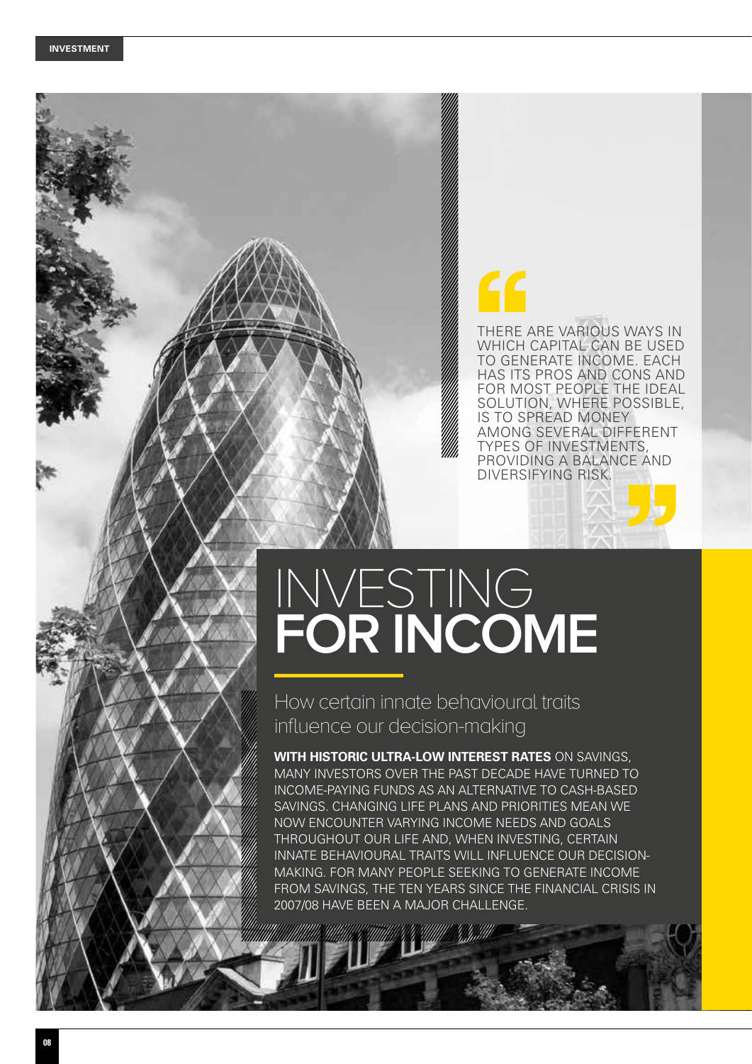> THERE ARE VARIOUS WAYS IN WHICH CAPITAL CAN BE USED TO GENERATE INCOME. EACH HAS ITS PROS AND CONS AND FOR MOST PEOPLE THE IDEAL SOLUTION, WHERE POSSIBLE, IS TO SPREAD MONEY AMONG SEVERAL DIFFERENT TYPES OF INVESTMENTS, PROVIDING A BALANCE AND DIVERSIFYING RISK.

# INVESTING FOR INCOME

## How certain innate behavioural traits influence our decision-making

**WITH HISTORIC ULTRA-LOW INTEREST RATES** ON SAVINGS, MANY INVESTORS OVER THE PAST DECADE HAVE TURNED TO INCOME-PAYING FUNDS AS AN ALTERNATIVE TO CASH-BASED SAVINGS. CHANGING LIFE PLANS AND PRIORITIES MEAN WE NOW ENCOUNTER VARYING INCOME NEEDS AND GOALS THROUGHOUT OUR LIFE AND, WHEN INVESTING, CERTAIN INNATE BEHAVIOURAL TRAITS WILL INFLUENCE OUR DECISION-MAKING. FOR MANY PEOPLE SEEKING TO GENERATE INCOME FROM SAVINGS, THE TEN YEARS SINCE THE FINANCIAL CRISIS IN 2007/08 HAVE BEEN A MAJOR CHALLENGE.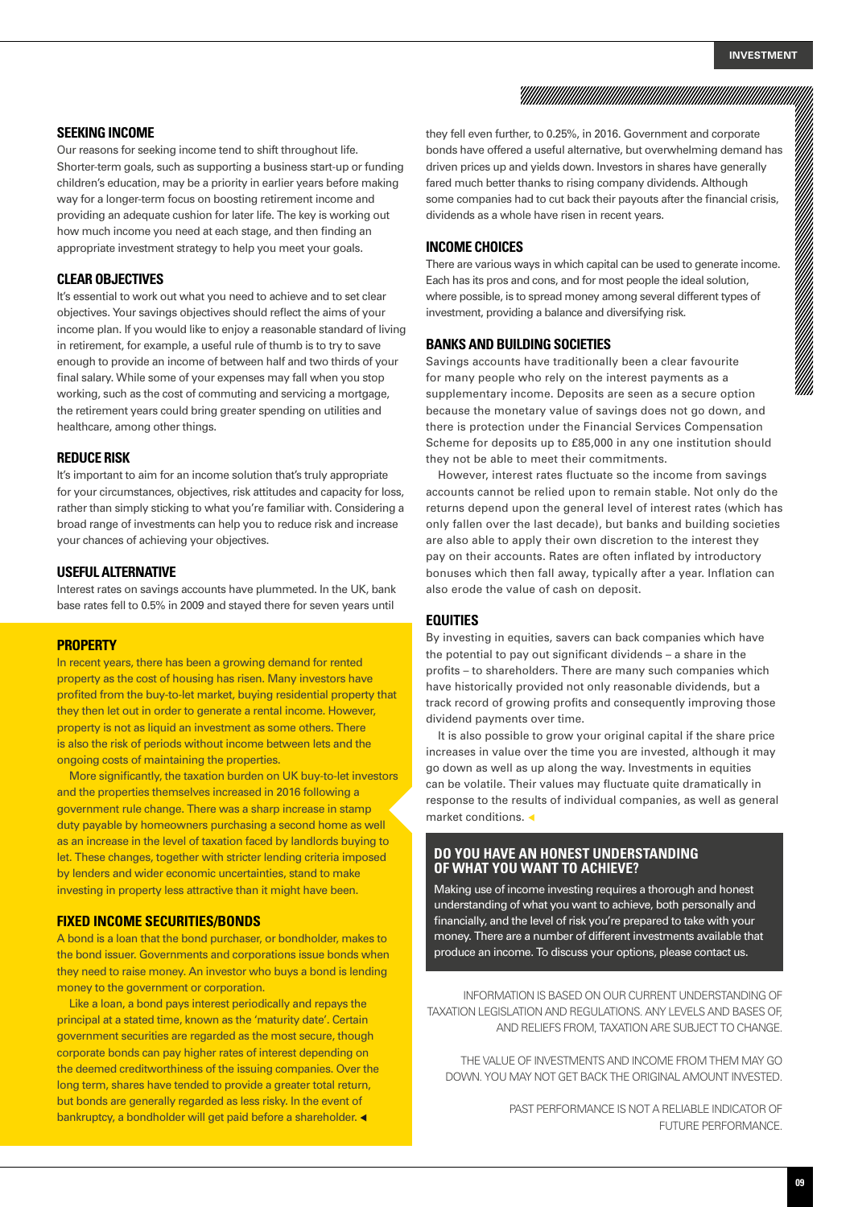## SEEKING INCOME

Our reasons for seeking income tend to shift throughout life. Shorter-term goals, such as supporting a business start-up or funding children's education, may be a priority in earlier years before making way for a longer-term focus on boosting retirement income and providing an adequate cushion for later life. The key is working out how much income you need at each stage, and then finding an appropriate investment strategy to help you meet your goals.

## CLEAR OBJECTIVES

It's essential to work out what you need to achieve and to set clear objectives. Your savings objectives should reflect the aims of your income plan. If you would like to enjoy a reasonable standard of living in retirement, for example, a useful rule of thumb is to try to save enough to provide an income of between half and two thirds of your final salary. While some of your expenses may fall when you stop working, such as the cost of commuting and servicing a mortgage, the retirement years could bring greater spending on utilities and healthcare, among other things.

## REDUCE RISK

It's important to aim for an income solution that's truly appropriate for your circumstances, objectives, risk attitudes and capacity for loss, rather than simply sticking to what you're familiar with. Considering a broad range of investments can help you to reduce risk and increase your chances of achieving your objectives.

## USEFUL ALTERNATIVE

Interest rates on savings accounts have plummeted. In the UK, bank base rates fell to 0.5% in 2009 and stayed there for seven years until they fell even further, to 0.25%, in 2016. Government and corporate bonds have offered a useful alternative, but overwhelming demand has driven prices up and yields down. Investors in shares have generally fared much better thanks to rising company dividends. Although some companies had to cut back their payouts after the financial crisis, dividends as a whole have risen in recent years.

## PROPERTY

In recent years, there has been a growing demand for rented property as the cost of housing has risen. Many investors have profited from the buy-to-let market, buying residential property that they then let out in order to generate a rental income. However, property is not as liquid an investment as some others. There is also the risk of periods without income between lets and the ongoing costs of maintaining the properties.

More significantly, the taxation burden on UK buy-to-let investors and the properties themselves increased in 2016 following a government rule change. There was a sharp increase in stamp duty payable by homeowners purchasing a second home as well as an increase in the level of taxation faced by landlords buying to let. These changes, together with stricter lending criteria imposed by lenders and wider economic uncertainties, stand to make investing in property less attractive than it might have been.

## FIXED INCOME SECURITIES/BONDS

A bond is a loan that the bond purchaser, or bondholder, makes to the bond issuer. Governments and corporations issue bonds when they need to raise money. An investor who buys a bond is lending money to the government or corporation.

Like a loan, a bond pays interest periodically and repays the principal at a stated time, known as the 'maturity date'. Certain government securities are regarded as the most secure, though corporate bonds can pay higher rates of interest depending on the deemed creditworthiness of the issuing companies. Over the long term, shares have tended to provide a greater total return, but bonds are generally regarded as less risky. In the event of bankruptcy, a bondholder will get paid before a shareholder.

## INCOME CHOICES

There are various ways in which capital can be used to generate income. Each has its pros and cons, and for most people the ideal solution, where possible, is to spread money among several different types of investment, providing a balance and diversifying risk.

## BANKS AND BUILDING SOCIETIES

Savings accounts have traditionally been a clear favourite for many people who rely on the interest payments as a supplementary income. Deposits are seen as a secure option because the monetary value of savings does not go down, and there is protection under the Financial Services Compensation Scheme for deposits up to £85,000 in any one institution should they not be able to meet their commitments.

However, interest rates fluctuate so the income from savings accounts cannot be relied upon to remain stable. Not only do the returns depend upon the general level of interest rates (which has only fallen over the last decade), but banks and building societies are also able to apply their own discretion to the interest they pay on their accounts. Rates are often inflated by introductory bonuses which then fall away, typically after a year. Inflation can also erode the value of cash on deposit.

## EQUITIES

By investing in equities, savers can back companies which have the potential to pay out significant dividends – a share in the profits – to shareholders. There are many such companies which have historically provided not only reasonable dividends, but a track record of growing profits and consequently improving those dividend payments over time.

It is also possible to grow your original capital if the share price increases in value over the time you are invested, although it may go down as well as up along the way. Investments in equities can be volatile. Their values may fluctuate quite dramatically in response to the results of individual companies, as well as general market conditions.

## DO YOU HAVE AN HONEST UNDERSTANDING OF WHAT YOU WANT TO ACHIEVE?

Making use of income investing requires a thorough and honest understanding of what you want to achieve, both personally and financially, and the level of risk you're prepared to take with your money. There are a number of different investments available that produce an income. To discuss your options, please contact us.

INFORMATION IS BASED ON OUR CURRENT UNDERSTANDING OF TAXATION LEGISLATION AND REGULATIONS. ANY LEVELS AND BASES OF, AND RELIEFS FROM, TAXATION ARE SUBJECT TO CHANGE.

THE VALUE OF INVESTMENTS AND INCOME FROM THEM MAY GO DOWN. YOU MAY NOT GET BACK THE ORIGINAL AMOUNT INVESTED.

PAST PERFORMANCE IS NOT A RELIABLE INDICATOR OF FUTURE PERFORMANCE.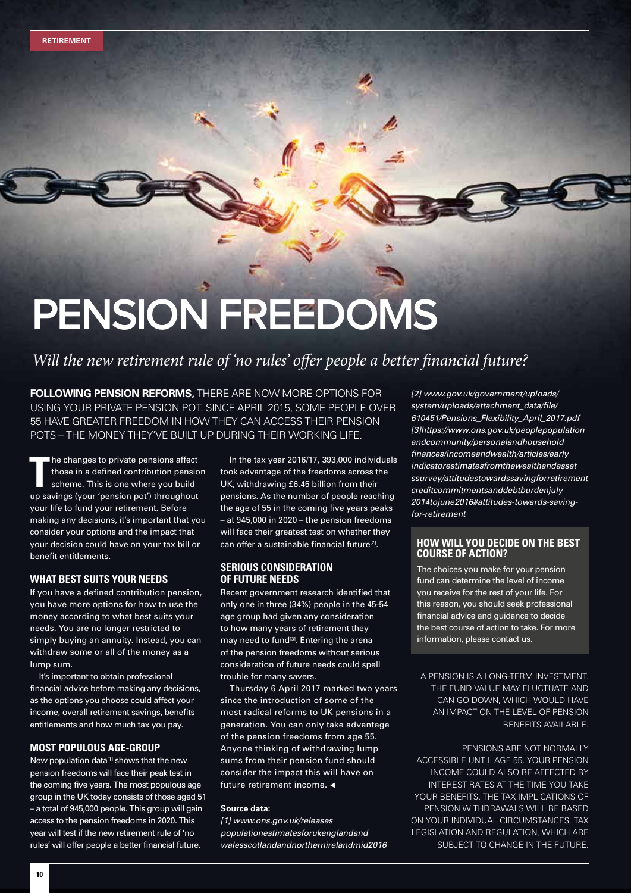RETIREMENT

# PENSION FREEDOMS

*Will the new retirement rule of 'no rules' offer people a better financial future?*

**FOLLOWING PENSION REFORMS,** THERE ARE NOW MORE OPTIONS FOR USING YOUR PRIVATE PENSION POT. SINCE APRIL 2015, SOME PEOPLE OVER 55 HAVE GREATER FREEDOM IN HOW THEY CAN ACCESS THEIR PENSION POTS – THE MONEY THEY'VE BUILT UP DURING THEIR WORKING LIFE.

The changes to private pensions affect those in a defined contribution pension scheme. This is one where you build up savings (your 'pension pot') throughout your life to fund your retirement. Before making any decisions, it's important that you consider your options and the impact that your decision could have on your tax bill or benefit entitlements.

## WHAT BEST SUITS YOUR NEEDS

If you have a defined contribution pension, you have more options for how to use the money according to what best suits your needs. You are no longer restricted to simply buying an annuity. Instead, you can withdraw some or all of the money as a lump sum.

It's important to obtain professional financial advice before making any decisions, as the options you choose could affect your income, overall retirement savings, benefits entitlements and how much tax you pay.

## MOST POPULOUS AGE-GROUP

New population data[1] shows that the new pension freedoms will face their peak test in the coming five years. The most populous age group in the UK today consists of those aged 51 – a total of 945,000 people. This group will gain access to the pension freedoms in 2020. This year will test if the new retirement rule of 'no rules' will offer people a better financial future.

In the tax year 2016/17, 393,000 individuals took advantage of the freedoms across the UK, withdrawing £6.45 billion from their pensions. As the number of people reaching the age of 55 in the coming five years peaks – at 945,000 in 2020 – the pension freedoms will face their greatest test on whether they can offer a sustainable financial future[2].

## SERIOUS CONSIDERATION OF FUTURE NEEDS

Recent government research identified that only one in three (34%) people in the 45-54 age group had given any consideration to how many years of retirement they may need to fund[3]. Entering the arena of the pension freedoms without serious consideration of future needs could spell trouble for many savers.

Thursday 6 April 2017 marked two years since the introduction of some of the most radical reforms to UK pensions in a generation. You can only take advantage of the pension freedoms from age 55. Anyone thinking of withdrawing lump sums from their pension fund should consider the impact this will have on future retirement income. ◂

**Source data:**

*[1] www.ons.gov.uk/releases populationestimatesforukenglandand walesscotlandandnorthernirelandmid2016*

*[2] www.gov.uk/government/uploads/ system/uploads/attachment_data/file/ 610451/Pensions_Flexibility_April_2017.pdf*

*[3]https://www.ons.gov.uk/peoplepopulation andcommunity/personalandhousehold finances/incomeandwealth/articles/early indicatorestimatesfromthewealthandasset ssurvey/attitudestowardssavingforretirement creditcommitmentsanddebtburdenjuly 2014tojune2016#attitudes-towards-saving-for-retirement*

## HOW WILL YOU DECIDE ON THE BEST COURSE OF ACTION?

The choices you make for your pension fund can determine the level of income you receive for the rest of your life. For this reason, you should seek professional financial advice and guidance to decide the best course of action to take. For more information, please contact us.

A PENSION IS A LONG-TERM INVESTMENT. THE FUND VALUE MAY FLUCTUATE AND CAN GO DOWN, WHICH WOULD HAVE AN IMPACT ON THE LEVEL OF PENSION BENEFITS AVAILABLE.

PENSIONS ARE NOT NORMALLY ACCESSIBLE UNTIL AGE 55. YOUR PENSION INCOME COULD ALSO BE AFFECTED BY INTEREST RATES AT THE TIME YOU TAKE YOUR BENEFITS. THE TAX IMPLICATIONS OF PENSION WITHDRAWALS WILL BE BASED ON YOUR INDIVIDUAL CIRCUMSTANCES, TAX LEGISLATION AND REGULATION, WHICH ARE SUBJECT TO CHANGE IN THE FUTURE.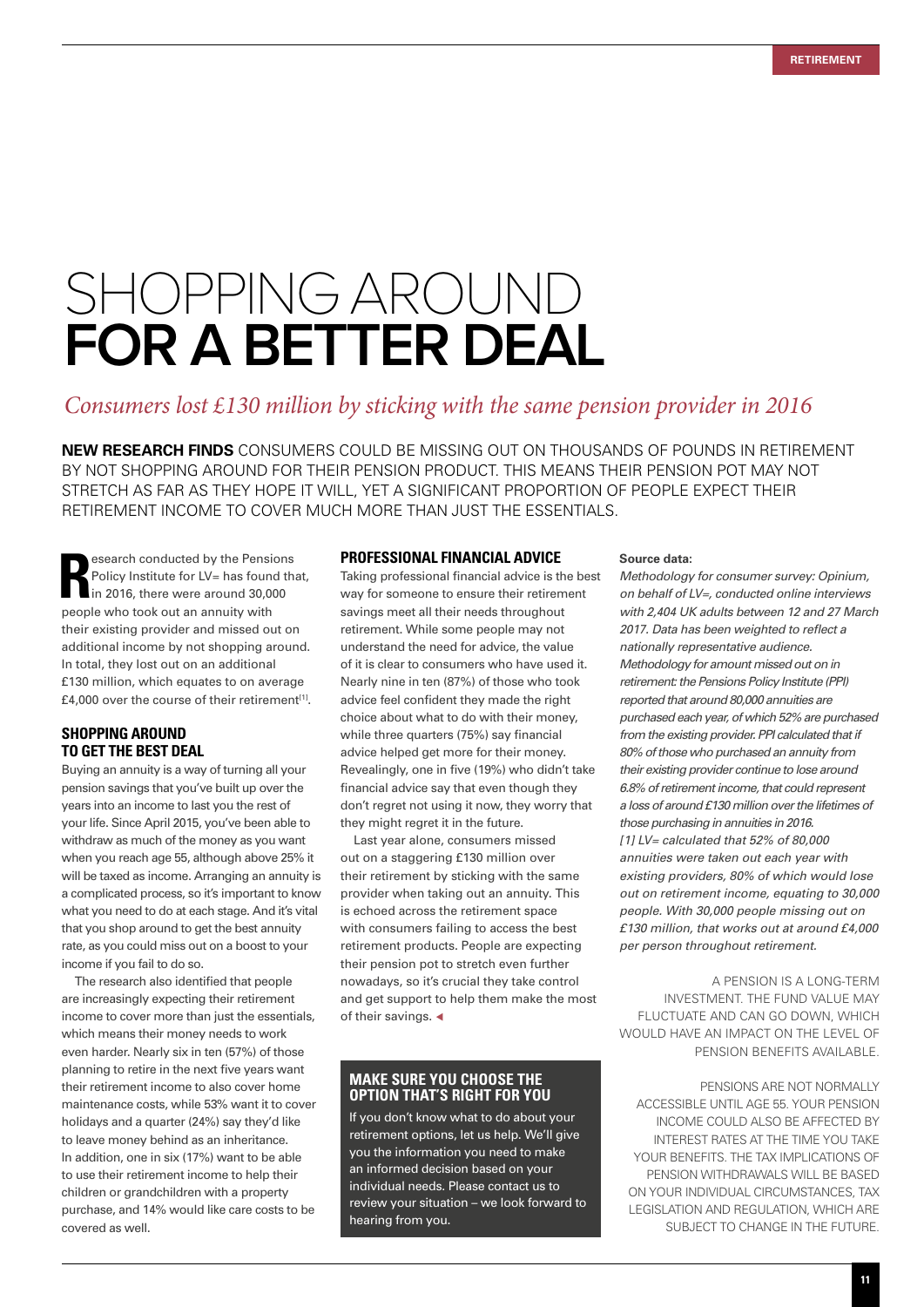# SHOPPING AROUND **FOR A BETTER DEAL**

*Consumers lost £130 million by sticking with the same pension provider in 2016*

**NEW RESEARCH FINDS** CONSUMERS COULD BE MISSING OUT ON THOUSANDS OF POUNDS IN RETIREMENT BY NOT SHOPPING AROUND FOR THEIR PENSION PRODUCT. THIS MEANS THEIR PENSION POT MAY NOT STRETCH AS FAR AS THEY HOPE IT WILL, YET A SIGNIFICANT PROPORTION OF PEOPLE EXPECT THEIR RETIREMENT INCOME TO COVER MUCH MORE THAN JUST THE ESSENTIALS.

Research conducted by the Pensions Policy Institute for LV= has found that, in 2016, there were around 30,000 people who took out an annuity with their existing provider and missed out on additional income by not shopping around. In total, they lost out on an additional £130 million, which equates to on average £4,000 over the course of their retirement[1].

## SHOPPING AROUND TO GET THE BEST DEAL

Buying an annuity is a way of turning all your pension savings that you've built up over the years into an income to last you the rest of your life. Since April 2015, you've been able to withdraw as much of the money as you want when you reach age 55, although above 25% it will be taxed as income. Arranging an annuity is a complicated process, so it's important to know what you need to do at each stage. And it's vital that you shop around to get the best annuity rate, as you could miss out on a boost to your income if you fail to do so.

The research also identified that people are increasingly expecting their retirement income to cover more than just the essentials, which means their money needs to work even harder. Nearly six in ten (57%) of those planning to retire in the next five years want their retirement income to also cover home maintenance costs, while 53% want it to cover holidays and a quarter (24%) say they'd like to leave money behind as an inheritance. In addition, one in six (17%) want to be able to use their retirement income to help their children or grandchildren with a property purchase, and 14% would like care costs to be covered as well.

## PROFESSIONAL FINANCIAL ADVICE

Taking professional financial advice is the best way for consumers to ensure their retirement savings meet all their needs throughout retirement. While some people may not understand the need for advice, the value of it is clear to consumers who have used it. Nearly nine in ten (87%) of those who took advice feel confident they made the right choice about what to do with their money, while three quarters (75%) say financial advice helped get more for their money. Revealingly, one in five (19%) who didn't take financial advice say that even though they don't regret not using it now, they worry that they might regret it in the future.

Last year alone, consumers missed out on a staggering £130 million over their retirement by sticking with the same provider when taking out an annuity. This is echoed across the retirement space with consumers failing to access the best retirement products. People are expecting their pension pot to stretch even further nowadays, so it's crucial they take control and get support to help them make the most of their savings.

### MAKE SURE YOU CHOOSE THE OPTION THAT'S RIGHT FOR YOU

If you don't know what to do about your retirement options, let us help. We'll give you the information you need to make an informed decision based on your individual needs. Please contact us to review your situation – we look forward to hearing from you.

**Source data:**

*Methodology for consumer survey: Opinium, on behalf of LV=, conducted online interviews with 2,404 UK adults between 12 and 27 March 2017. Data has been weighted to reflect a nationally representative audience.*

*Methodology for amount missed out on in retirement: the Pensions Policy Institute (PPI) reported that around 80,000 annuities are purchased each year, of which 52% are purchased from the existing provider. PPI calculated that if 80% of those who purchased an annuity from their existing provider continue to lose around 6.8% of retirement income, that could represent a loss of around £130 million over the lifetimes of those purchasing in annuities in 2016.*

*[1] LV= calculated that 52% of 80,000 annuities were taken out each year with existing providers, 80% of which would lose out on retirement income, equating to 30,000 people. With 30,000 people missing out on £130 million, that works out at around £4,000 per person throughout retirement.*

A PENSION IS A LONG-TERM INVESTMENT. THE FUND VALUE MAY FLUCTUATE AND CAN GO DOWN, WHICH WOULD HAVE AN IMPACT ON THE LEVEL OF PENSION BENEFITS AVAILABLE.

PENSIONS ARE NOT NORMALLY ACCESSIBLE UNTIL AGE 55. YOUR PENSION INCOME COULD ALSO BE AFFECTED BY INTEREST RATES AT THE TIME YOU TAKE YOUR BENEFITS. THE TAX IMPLICATIONS OF PENSION WITHDRAWALS WILL BE BASED ON YOUR INDIVIDUAL CIRCUMSTANCES, TAX LEGISLATION AND REGULATION, WHICH ARE SUBJECT TO CHANGE IN THE FUTURE.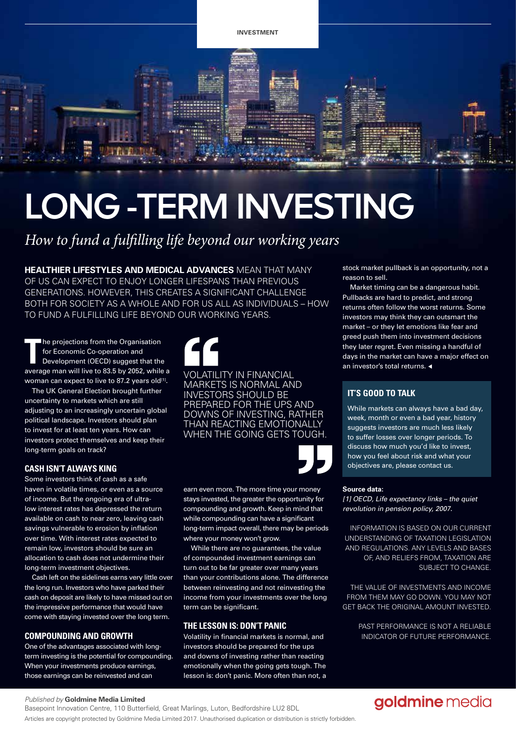INVESTMENT

# LONG-TERM INVESTING

*How to fund a fulfilling life beyond our working years*

**HEALTHIER LIFESTYLES AND MEDICAL ADVANCES** MEAN THAT MANY OF US CAN EXPECT TO ENJOY LONGER LIFESPANS THAN PREVIOUS GENERATIONS. HOWEVER, THIS CREATES A SIGNIFICANT CHALLENGE BOTH FOR SOCIETY AS A WHOLE AND FOR US ALL AS INDIVIDUALS – HOW TO FUND A FULFILLING LIFE BEYOND OUR WORKING YEARS.

The projections from the Organisation for Economic Co-operation and Development (OECD) suggest that the average man will live to 83.5 by 2052, while a woman can expect to live to 87.2 years old[1].

The UK General Election brought further uncertainty to markets which are still adjusting to an increasingly uncertain global political landscape. Investors should plan to invest for at least ten years. How can investors protect themselves and keep their long-term goals on track?

### CASH ISN'T ALWAYS KING

Some investors think of cash as a safe haven in volatile times, or even as a source of income. But the ongoing era of ultra-low interest rates has depressed the return available on cash to near zero, leaving cash savings vulnerable to erosion by inflation over time. With interest rates expected to remain low, investors should be sure an allocation to cash does not undermine their long-term investment objectives.

Cash left on the sidelines earns very little over the long run. Investors who have parked their cash on deposit are likely to have missed out on the impressive performance that would have come with staying invested over the long term.

### COMPOUNDING AND GROWTH

One of the advantages associated with long-term investing is the potential for compounding. When your investments produce earnings, those earnings can be reinvested and can earn even more. The more time your money stays invested, the greater the opportunity for compounding and growth. Keep in mind that while compounding can have a significant long-term impact overall, there may be periods where your money won't grow.

While there are no guarantees, the value of compounded investment earnings can turn out to be far greater over many years than your contributions alone. The difference between reinvesting and not reinvesting the income from your investments over the long term can be significant.

> VOLATILITY IN FINANCIAL MARKETS IS NORMAL AND INVESTORS SHOULD BE PREPARED FOR THE UPS AND DOWNS OF INVESTING, RATHER THAN REACTING EMOTIONALLY WHEN THE GOING GETS TOUGH.

### THE LESSON IS: DON'T PANIC

Volatility in financial markets is normal, and investors should be prepared for the ups and downs of investing rather than reacting emotionally when the going gets tough. The lesson is: don't panic. More often than not, a stock market pullback is an opportunity, not a reason to sell.

Market timing can be a dangerous habit. Pullbacks are hard to predict, and strong returns often follow the worst returns. Some investors may think they can outsmart the market – or they let emotions like fear and greed push them into investment decisions they later regret. Even missing a handful of days in the market can have a major effect on an investor's total returns. ◄

### IT'S GOOD TO TALK

While markets can always have a bad day, week, month or even a bad year, history suggests investors are much less likely to suffer losses over longer periods. To discuss how much you'd like to invest, how you feel about risk and what your objectives are, please contact us.

**Source data:**

*[1] OECD, Life expectancy links – the quiet revolution in pension policy, 2007.*

INFORMATION IS BASED ON OUR CURRENT UNDERSTANDING OF TAXATION LEGISLATION AND REGULATIONS. ANY LEVELS AND BASES OF, AND RELIEFS FROM, TAXATION ARE SUBJECT TO CHANGE.

THE VALUE OF INVESTMENTS AND INCOME FROM THEM MAY GO DOWN. YOU MAY NOT GET BACK THE ORIGINAL AMOUNT INVESTED.

PAST PERFORMANCE IS NOT A RELIABLE INDICATOR OF FUTURE PERFORMANCE.

*Published by* **Goldmine Media Limited**
Basepoint Innovation Centre, 110 Butterfield, Great Marlings, Luton, Bedfordshire LU2 8DL
Articles are copyright protected by Goldmine Media Limited 2017. Unauthorised duplication or distribution is strictly forbidden.

goldmine media